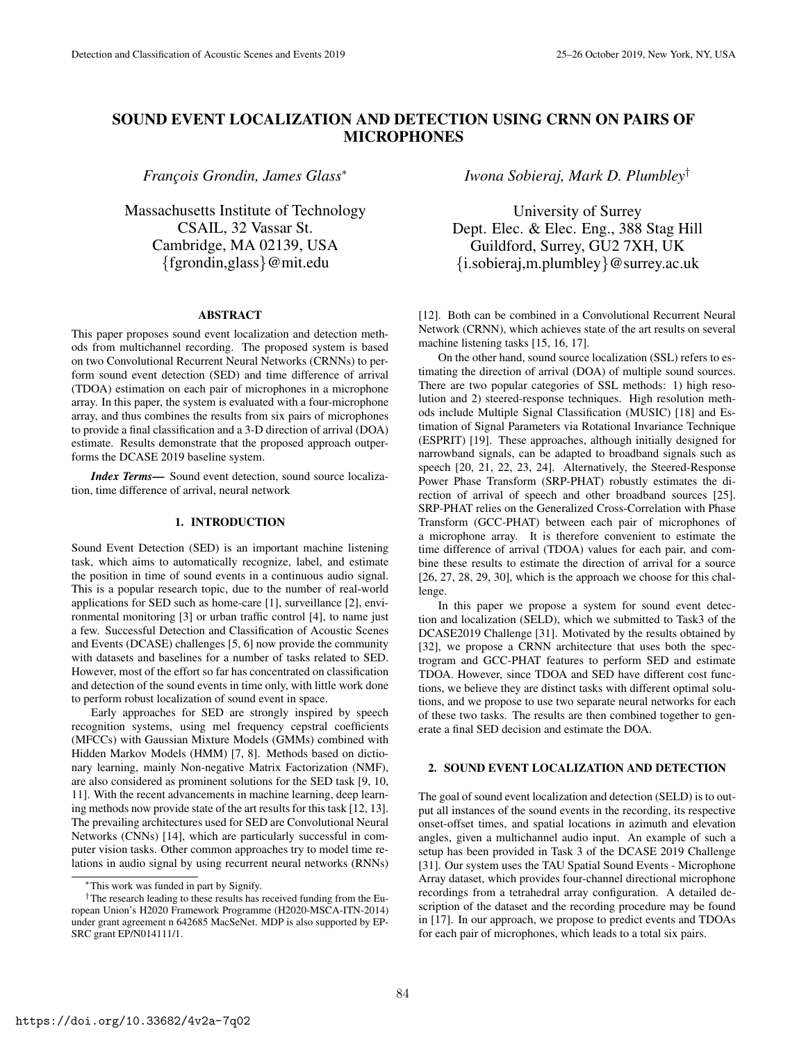# SOUND EVENT LOCALIZATION AND DETECTION USING CRNN ON PAIRS OF MICROPHONES

*François Grondin, James Glass*[*]

Massachusetts Institute of Technology
CSAIL, 32 Vassar St.
Cambridge, MA 02139, USA
{fgrondin,glass}@mit.edu

*Iwona Sobieraj, Mark D. Plumbley*[†]

University of Surrey
Dept. Elec. & Elec. Eng., 388 Stag Hill
Guildford, Surrey, GU2 7XH, UK
{i.sobieraj,m.plumbley}@surrey.ac.uk

## ABSTRACT

This paper proposes sound event localization and detection methods from multichannel recording. The proposed system is based on two Convolutional Recurrent Neural Networks (CRNNs) to perform sound event detection (SED) and time difference of arrival (TDOA) estimation on each pair of microphones in a microphone array. In this paper, the system is evaluated with a four-microphone array, and thus combines the results from six pairs of microphones to provide a final classification and a 3-D direction of arrival (DOA) estimate. Results demonstrate that the proposed approach outperforms the DCASE 2019 baseline system.

***Index Terms—*** Sound event detection, sound source localization, time difference of arrival, neural network

## 1. INTRODUCTION

Sound Event Detection (SED) is an important machine listening task, which aims to automatically recognize, label, and estimate the position in time of sound events in a continuous audio signal. This is a popular research topic, due to the number of real-world applications for SED such as home-care [1], surveillance [2], environmental monitoring [3] or urban traffic control [4], to name just a few. Successful Detection and Classification of Acoustic Scenes and Events (DCASE) challenges [5, 6] now provide the community with datasets and baselines for a number of tasks related to SED. However, most of the effort so far has concentrated on classification and detection of the sound events in time only, with little work done to perform robust localization of sound event in space.

Early approaches for SED are strongly inspired by speech recognition systems, using mel frequency cepstral coefficients (MFCCs) with Gaussian Mixture Models (GMMs) combined with Hidden Markov Models (HMM) [7, 8]. Methods based on dictionary learning, mainly Non-negative Matrix Factorization (NMF), are also considered as prominent solutions for the SED task [9, 10, 11]. With the recent advancements in machine learning, deep learning methods now provide state of the art results for this task [12, 13]. The prevailing architectures used for SED are Convolutional Neural Networks (CNNs) [14], which are particularly successful in computer vision tasks. Other common approaches try to model time relations in audio signal by using recurrent neural networks (RNNs) [12]. Both can be combined in a Convolutional Recurrent Neural Network (CRNN), which achieves state of the art results on several machine listening tasks [15, 16, 17].

On the other hand, sound source localization (SSL) refers to estimating the direction of arrival (DOA) of multiple sound sources. There are two popular categories of SSL methods: 1) high resolution and 2) steered-response techniques. High resolution methods include Multiple Signal Classification (MUSIC) [18] and Estimation of Signal Parameters via Rotational Invariance Technique (ESPRIT) [19]. These approaches, although initially designed for narrowband signals, can be adapted to broadband signals such as speech [20, 21, 22, 23, 24]. Alternatively, the Steered-Response Power Phase Transform (SRP-PHAT) robustly estimates the direction of arrival of speech and other broadband sources [25]. SRP-PHAT relies on the Generalized Cross-Correlation with Phase Transform (GCC-PHAT) between each pair of microphones of a microphone array. It is therefore convenient to estimate the time difference of arrival (TDOA) values for each pair, and combine these results to estimate the direction of arrival for a source [26, 27, 28, 29, 30], which is the approach we choose for this challenge.

In this paper we propose a system for sound event detection and localization (SELD), which we submitted to Task3 of the DCASE2019 Challenge [31]. Motivated by the results obtained by [32], we propose a CRNN architecture that uses both the spectrogram and GCC-PHAT features to perform SED and estimate TDOA. However, since TDOA and SED have different cost functions, we believe they are distinct tasks with different optimal solutions, and we propose to use two separate neural networks for each of these two tasks. The results are then combined together to generate a final SED decision and estimate the DOA.

## 2. SOUND EVENT LOCALIZATION AND DETECTION

The goal of sound event localization and detection (SELD) is to output all instances of the sound events in the recording, its respective onset-offset times, and spatial locations in azimuth and elevation angles, given a multichannel audio input. An example of such a setup has been provided in Task 3 of the DCASE 2019 Challenge [31]. Our system uses the TAU Spatial Sound Events - Microphone Array dataset, which provides four-channel directional microphone recordings from a tetrahedral array configuration. A detailed description of the dataset and the recording procedure may be found in [17]. In our approach, we propose to predict events and TDOAs for each pair of microphones, which leads to a total six pairs.

[*] This work was funded in part by Signify.

[†] The research leading to these results has received funding from the European Union's H2020 Framework Programme (H2020-MSCA-ITN-2014) under grant agreement n 642685 MacSeNet. MDP is also supported by EPSRC grant EP/N014111/1.

https://doi.org/10.33682/4v2a-7q02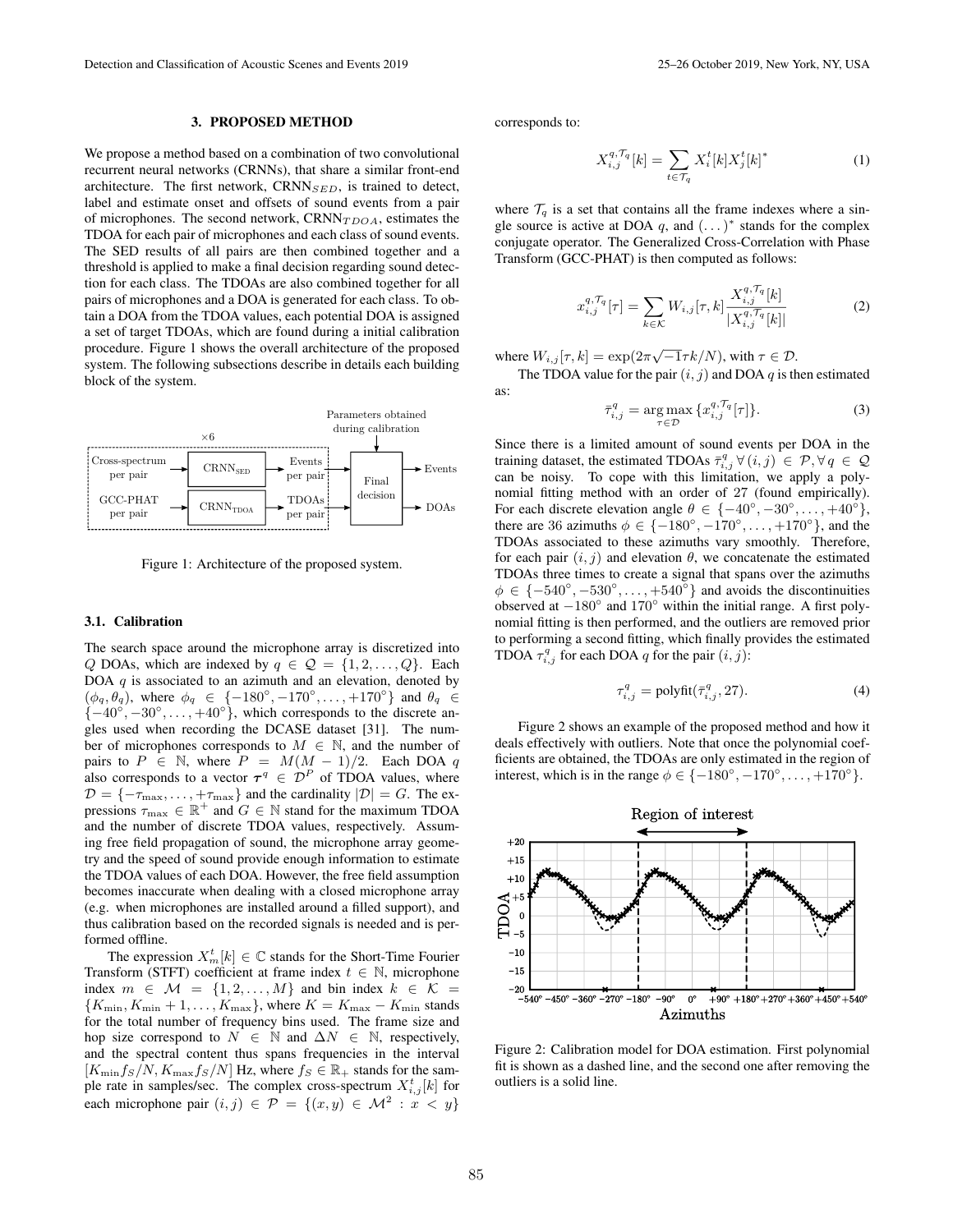## 3. PROPOSED METHOD

We propose a method based on a combination of two convolutional recurrent neural networks (CRNNs), that share a similar front-end architecture. The first network, $\text{CRNN}_{SED}$, is trained to detect, label and estimate onset and offsets of sound events from a pair of microphones. The second network, $\text{CRNN}_{TDOA}$, estimates the TDOA for each pair of microphones and each class of sound events. The SED results of all pairs are then combined together and a threshold is applied to make a final decision regarding sound detection for each class. The TDOAs are also combined together for all pairs of microphones and a DOA is generated for each class. To obtain a DOA from the TDOA values, each potential DOA is assigned a set of target TDOAs, which are found during a initial calibration procedure. Figure 1 shows the overall architecture of the proposed system. The following subsections describe in details each building block of the system.

Figure 1: Architecture of the proposed system.

### 3.1. Calibration

The search space around the microphone array is discretized into $Q$ DOAs, which are indexed by $q \in \mathcal{Q} = \{1, 2, \dots, Q\}$. Each DOA $q$ is associated to an azimuth and an elevation, denoted by $(\phi_q, \theta_q)$, where $\phi_q \in \{-180^\circ, -170^\circ, \dots, +170^\circ\}$ and $\theta_q \in \{-40^\circ, -30^\circ, \dots, +40^\circ\}$, which corresponds to the discrete angles used when recording the DCASE dataset [31]. The number of microphones corresponds to $M \in \mathbb{N}$, and the number of pairs to $P \in \mathbb{N}$, where $P = M(M-1)/2$. Each DOA $q$ also corresponds to a vector $\boldsymbol{\tau}^q \in \mathcal{D}^P$ of TDOA values, where $\mathcal{D} = \{-\tau_{\max}, \dots, +\tau_{\max}\}$ and the cardinality $|\mathcal{D}| = G$. The expressions $\tau_{\max} \in \mathbb{R}^+$ and $G \in \mathbb{N}$ stand for the maximum TDOA and the number of discrete TDOA values, respectively. Assuming free field propagation of sound, the microphone array geometry and the speed of sound provide enough information to estimate the TDOA values of each DOA. However, the free field assumption becomes inaccurate when dealing with a closed microphone array (e.g. when microphones are installed around a filled support), and thus calibration based on the recorded signals is needed and is performed offline.

The expression $X_m^t[k] \in \mathbb{C}$ stands for the Short-Time Fourier Transform (STFT) coefficient at frame index $t \in \mathbb{N}$, microphone index $m \in \mathcal{M} = \{1, 2, \dots, M\}$ and bin index $k \in \mathcal{K} = \{K_{\min}, K_{\min}+1, \dots, K_{\max}\}$, where $K = K_{\max} - K_{\min}$ stands for the total number of frequency bins used. The frame size and hop size correspond to $N \in \mathbb{N}$ and $\Delta N \in \mathbb{N}$, respectively, and the spectral content thus spans frequencies in the interval $[K_{\min} f_S/N, K_{\max} f_S/N]$ Hz, where $f_S \in \mathbb{R}_+$ stands for the sample rate in samples/sec. The complex cross-spectrum $X_{i,j}^t[k]$ for each microphone pair $(i,j) \in \mathcal{P} = \{(x,y) \in \mathcal{M}^2 : x < y\}$ corresponds to:

$$X_{i,j}^{q,\mathcal{T}_q}[k] = \sum_{t \in \mathcal{T}_q} X_i^t[k] X_j^t[k]^* \tag{1}$$

where $\mathcal{T}_q$ is a set that contains all the frame indexes where a single source is active at DOA $q$, and $(\dots)^*$ stands for the complex conjugate operator. The Generalized Cross-Correlation with Phase Transform (GCC-PHAT) is then computed as follows:

$$x_{i,j}^{q,\mathcal{T}_q}[\tau] = \sum_{k \in \mathcal{K}} W_{i,j}[\tau, k] \frac{X_{i,j}^{q,\mathcal{T}_q}[k]}{|X_{i,j}^{q,\mathcal{T}_q}[k]|} \tag{2}$$

where $W_{i,j}[\tau, k] = \exp(2\pi\sqrt{-1}\tau k/N)$, with $\tau \in \mathcal{D}$.

The TDOA value for the pair $(i,j)$ and DOA $q$ is then estimated as:

$$\bar{\tau}_{i,j}^q = \arg\max_{\tau \in \mathcal{D}} \{x_{i,j}^{q,\mathcal{T}_q}[\tau]\}. \tag{3}$$

Since there is a limited amount of sound events per DOA in the training dataset, the estimated TDOAs $\bar{\tau}_{i,j}^q \, \forall (i,j) \in \mathcal{P}, \forall q \in \mathcal{Q}$ can be noisy. To cope with this limitation, we apply a polynomial fitting method with an order of 27 (found empirically). For each discrete elevation angle $\theta \in \{-40^\circ, -30^\circ, \dots, +40^\circ\}$, there are 36 azimuths $\phi \in \{-180^\circ, -170^\circ, \dots, +170^\circ\}$, and the TDOAs associated to these azimuths vary smoothly. Therefore, for each pair $(i,j)$ and elevation $\theta$, we concatenate the estimated TDOAs three times to create a signal that spans over the azimuths $\phi \in \{-540^\circ, -530^\circ, \dots, +540^\circ\}$ and avoids the discontinuities observed at $-180^\circ$ and $170^\circ$ within the initial range. A first polynomial fitting is then performed, and the outliers are removed prior to performing a second fitting, which finally provides the estimated TDOA $\tau_{i,j}^q$ for each DOA $q$ for the pair $(i,j)$:

$$\tau_{i,j}^q = \text{polyfit}(\bar{\tau}_{i,j}^q, 27). \tag{4}$$

Figure 2 shows an example of the proposed method and how it deals effectively with outliers. Note that once the polynomial coefficients are obtained, the TDOAs are only estimated in the region of interest, which is in the range $\phi \in \{-180^\circ, -170^\circ, \dots, +170^\circ\}$.

Figure 2: Calibration model for DOA estimation. First polynomial fit is shown as a dashed line, and the second one after removing the outliers is a solid line.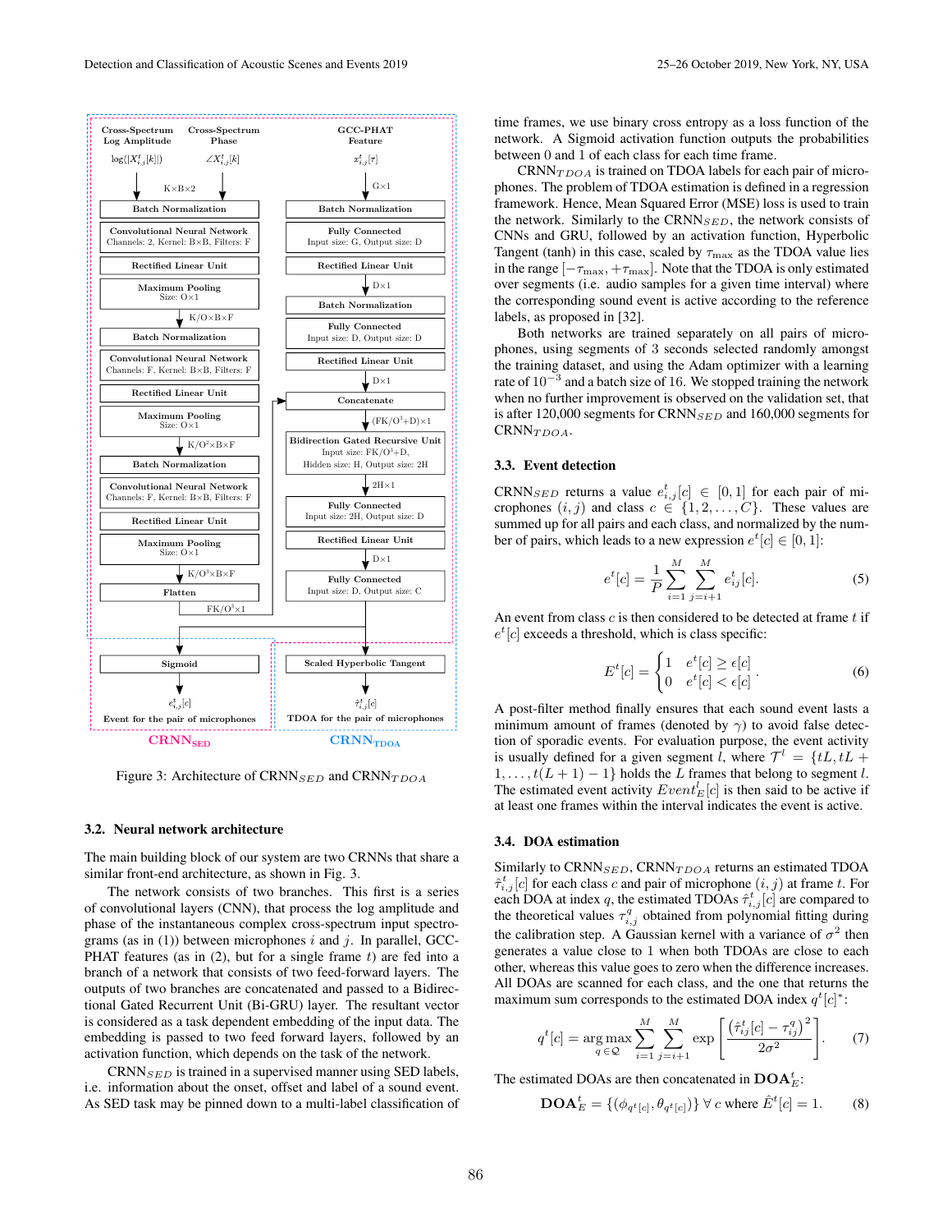Figure 3: Architecture of $\text{CRNN}_{SED}$ and $\text{CRNN}_{TDOA}$

### 3.2. Neural network architecture

The main building block of our system are two CRNNs that share a similar front-end architecture, as shown in Fig. 3.

The network consists of two branches. This first is a series of convolutional layers (CNN), that process the log amplitude and phase of the instantaneous complex cross-spectrum input spectrograms (as in (1)) between microphones $i$ and $j$. In parallel, GCC-PHAT features (as in (2), but for a single frame $t$) are fed into a branch of a network that consists of two feed-forward layers. The outputs of two branches are concatenated and passed to a Bidirectional Gated Recurrent Unit (Bi-GRU) layer. The resultant vector is considered as a task dependent embedding of the input data. The embedding is passed to two feed forward layers, followed by an activation function, which depends on the task of the network.

$\text{CRNN}_{SED}$ is trained in a supervised manner using SED labels, i.e. information about the onset, offset and label of a sound event. As SED task may be pinned down to a multi-label classification of time frames, we use binary cross entropy as a loss function of the network. A Sigmoid activation function outputs the probabilities between 0 and 1 of each class for each time frame.

$\text{CRNN}_{TDOA}$ is trained on TDOA labels for each pair of microphones. The problem of TDOA estimation is defined in a regression framework. Hence, Mean Squared Error (MSE) loss is used to train the network. Similarly to the $\text{CRNN}_{SED}$, the network consists of CNNs and GRU, followed by an activation function, Hyperbolic Tangent (tanh) in this case, scaled by $\tau_{\max}$ as the TDOA value lies in the range $[-\tau_{\max}, +\tau_{\max}]$. Note that the TDOA is only estimated over segments (i.e. audio samples for a given time interval) where the corresponding sound event is active according to the reference labels, as proposed in [32].

Both networks are trained separately on all pairs of microphones, using segments of 3 seconds selected randomly amongst the training dataset, and using the Adam optimizer with a learning rate of $10^{-3}$ and a batch size of 16. We stopped training the network when no further improvement is observed on the validation set, that is after 120,000 segments for $\text{CRNN}_{SED}$ and 160,000 segments for $\text{CRNN}_{TDOA}$.

### 3.3. Event detection

$\text{CRNN}_{SED}$ returns a value $e^t_{i,j}[c] \in [0, 1]$ for each pair of microphones $(i, j)$ and class $c \in \{1, 2, \ldots, C\}$. These values are summed up for all pairs and each class, and normalized by the number of pairs, which leads to a new expression $e^t[c] \in [0, 1]$:

$$e^t[c] = \frac{1}{P} \sum_{i=1}^{M} \sum_{j=i+1}^{M} e^t_{ij}[c]. \tag{5}$$

An event from class $c$ is then considered to be detected at frame $t$ if $e^t[c]$ exceeds a threshold, which is class specific:

$$E^t[c] = \begin{cases} 1 & e^t[c] \geq \epsilon[c] \\ 0 & e^t[c] < \epsilon[c] \end{cases}. \tag{6}$$

A post-filter method finally ensures that each sound event lasts a minimum amount of frames (denoted by $\gamma$) to avoid false detection of sporadic events. For evaluation purpose, the event activity is usually defined for a given segment $l$, where $\mathcal{T}^l = \{tL, tL + 1, \ldots, t(L+1) - 1\}$ holds the $L$ frames that belong to segment $l$. The estimated event activity $Event^l_E[c]$ is then said to be active if at least one frames within the interval indicates the event is active.

### 3.4. DOA estimation

Similarly to $\text{CRNN}_{SED}$, $\text{CRNN}_{TDOA}$ returns an estimated TDOA $\hat{\tau}^t_{i,j}[c]$ for each class $c$ and pair of microphone $(i, j)$ at frame $t$. For each DOA at index $q$, the estimated TDOAs $\hat{\tau}^t_{i,j}[c]$ are compared to the theoretical values $\tau^q_{i,j}$ obtained from polynomial fitting during the calibration step. A Gaussian kernel with a variance of $\sigma^2$ then generates a value close to 1 when both TDOAs are close to each other, whereas this value goes to zero when the difference increases. All DOAs are scanned for each class, and the one that returns the maximum sum corresponds to the estimated DOA index $q^t[c]^*$:

$$q^t[c] = \arg\max_{q \in \mathcal{Q}} \sum_{i=1}^{M} \sum_{j=i+1}^{M} \exp\left[\frac{\left(\hat{\tau}^t_{ij}[c] - \tau^q_{ij}\right)^2}{2\sigma^2}\right]. \tag{7}$$

The estimated DOAs are then concatenated in $\mathbf{DOA}^t_E$:

$$\mathbf{DOA}^t_E = \{(\phi_{q^t[c]}, \theta_{q^t[c]})\} \ \forall\ c \text{ where } \hat{E}^t[c] = 1. \tag{8}$$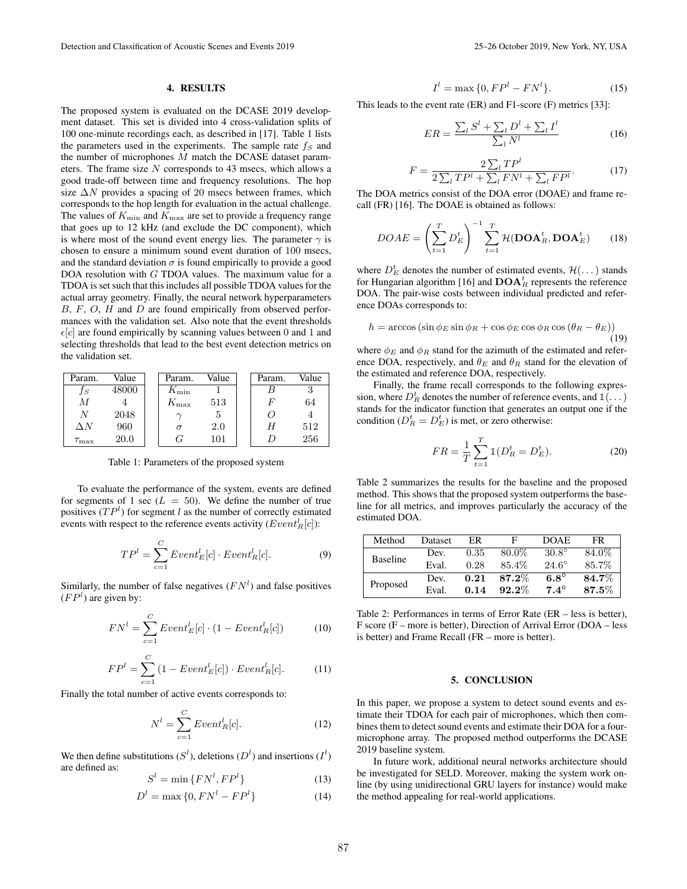## 4. RESULTS

The proposed system is evaluated on the DCASE 2019 development dataset. This set is divided into 4 cross-validation splits of 100 one-minute recordings each, as described in [17]. Table 1 lists the parameters used in the experiments. The sample rate $f_S$ and the number of microphones $M$ match the DCASE dataset parameters. The frame size $N$ corresponds to 43 msecs, which allows a good trade-off between time and frequency resolutions. The hop size $\Delta N$ provides a spacing of 20 msecs between frames, which corresponds to the hop length for evaluation in the actual challenge. The values of $K_{\min}$ and $K_{\max}$ are set to provide a frequency range that goes up to 12 kHz (and exclude the DC component), which is where most of the sound event energy lies. The parameter $\gamma$ is chosen to ensure a minimum sound event duration of 100 msecs, and the standard deviation $\sigma$ is found empirically to provide a good DOA resolution with $G$ TDOA values. The maximum value for a TDOA is set such that this includes all possible TDOA values for the actual array geometry. Finally, the neural network hyperparameters $B$, $F$, $O$, $H$ and $D$ are found empirically from observed performances with the validation set. Also note that the event thresholds $\epsilon[c]$ are found empirically by scanning values between 0 and 1 and selecting thresholds that lead to the best event detection metrics on the validation set.

| Param. | Value | Param. | Value | Param. | Value |
|---|---|---|---|---|---|
| $f_S$ | 48000 | $K_{\min}$ | 1 | $B$ | 3 |
| $M$ | 4 | $K_{\max}$ | 513 | $F$ | 64 |
| $N$ | 2048 | $\gamma$ | 5 | $O$ | 4 |
| $\Delta N$ | 960 | $\sigma$ | 2.0 | $H$ | 512 |
| $\tau_{\max}$ | 20.0 | $G$ | 101 | $D$ | 256 |

Table 1: Parameters of the proposed system

To evaluate the performance of the system, events are defined for segments of 1 sec ($L = 50$). We define the number of true positives ($TP^l$) for segment $l$ as the number of correctly estimated events with respect to the reference events activity ($Event_R^l[c]$):

$$TP^l = \sum_{c=1}^{C} Event_E^l[c] \cdot Event_R^l[c]. \tag{9}$$

Similarly, the number of false negatives ($FN^l$) and false positives ($FP^l$) are given by:

$$FN^l = \sum_{c=1}^{C} Event_E^l[c] \cdot (1 - Event_R^l[c]) \tag{10}$$

$$FP^l = \sum_{c=1}^{C} (1 - Event_E^l[c]) \cdot Event_R^l[c]. \tag{11}$$

Finally the total number of active events corresponds to:

$$N^l = \sum_{c=1}^{C} Event_R^l[c]. \tag{12}$$

We then define substitutions ($S^l$), deletions ($D^l$) and insertions ($I^l$) are defined as:

$$S^l = \min\{FN^l, FP^l\} \tag{13}$$

$$D^l = \max\{0, FN^l - FP^l\} \tag{14}$$

$$I^l = \max\{0, FP^l - FN^l\}. \tag{15}$$

This leads to the event rate (ER) and F1-score (F) metrics [33]:

$$ER = \frac{\sum_l S^l + \sum_l D^l + \sum_l I^l}{\sum_l N^l} \tag{16}$$

$$F = \frac{2\sum_l TP^l}{2\sum_l TP^l + \sum_l FN^l + \sum_l FP^l}. \tag{17}$$

The DOA metrics consist of the DOA error (DOAE) and frame recall (FR) [16]. The DOAE is obtained as follows:

$$DOAE = \left(\sum_{t=1}^{T} D_E^t\right)^{-1} \sum_{t=1}^{T} \mathcal{H}(\mathbf{DOA}_R^t, \mathbf{DOA}_E^t) \tag{18}$$

where $D_E^t$ denotes the number of estimated events, $\mathcal{H}(\dots)$ stands for Hungarian algorithm [16] and $\mathbf{DOA}_R^t$ represents the reference DOA. The pair-wise costs between individual predicted and reference DOAs corresponds to:

$$h = \arccos\left(\sin\phi_E \sin\phi_R + \cos\phi_E \cos\phi_R \cos(\theta_R - \theta_E)\right) \tag{19}$$

where $\phi_E$ and $\phi_R$ stand for the azimuth of the estimated and reference DOA, respectively, and $\theta_E$ and $\theta_R$ stand for the elevation of the estimated and reference DOA, respectively.

Finally, the frame recall corresponds to the following expression, where $D_R^t$ denotes the number of reference events, and $\mathbb{1}(\dots)$ stands for the indicator function that generates an output one if the condition ($D_R^t = D_E^t$) is met, or zero otherwise:

$$FR = \frac{1}{T}\sum_{t=1}^{T} \mathbb{1}(D_R^t = D_E^t). \tag{20}$$

Table 2 summarizes the results for the baseline and the proposed method. This shows that the proposed system outperforms the baseline for all metrics, and improves particularly the accuracy of the estimated DOA.

| Method | Dataset | ER | F | DOAE | FR |
|---|---|---|---|---|---|
| Baseline | Dev. | 0.35 | 80.0% | 30.8° | 84.0% |
| | Eval. | 0.28 | 85.4% | 24.6° | 85.7% |
| Proposed | Dev. | **0.21** | **87.2%** | **6.8°** | **84.7%** |
| | Eval. | **0.14** | **92.2%** | **7.4°** | **87.5%** |

Table 2: Performances in terms of Error Rate (ER – less is better), F score (F – more is better), Direction of Arrival Error (DOA – less is better) and Frame Recall (FR – more is better).

## 5. CONCLUSION

In this paper, we propose a system to detect sound events and estimate their TDOA for each pair of microphones, which then combines them to detect sound events and estimate their DOA for a four-microphone array. The proposed method outperforms the DCASE 2019 baseline system.

In future work, additional neural networks architecture should be investigated for SELD. Moreover, making the system work online (by using unidirectional GRU layers for instance) would make the method appealing for real-world applications.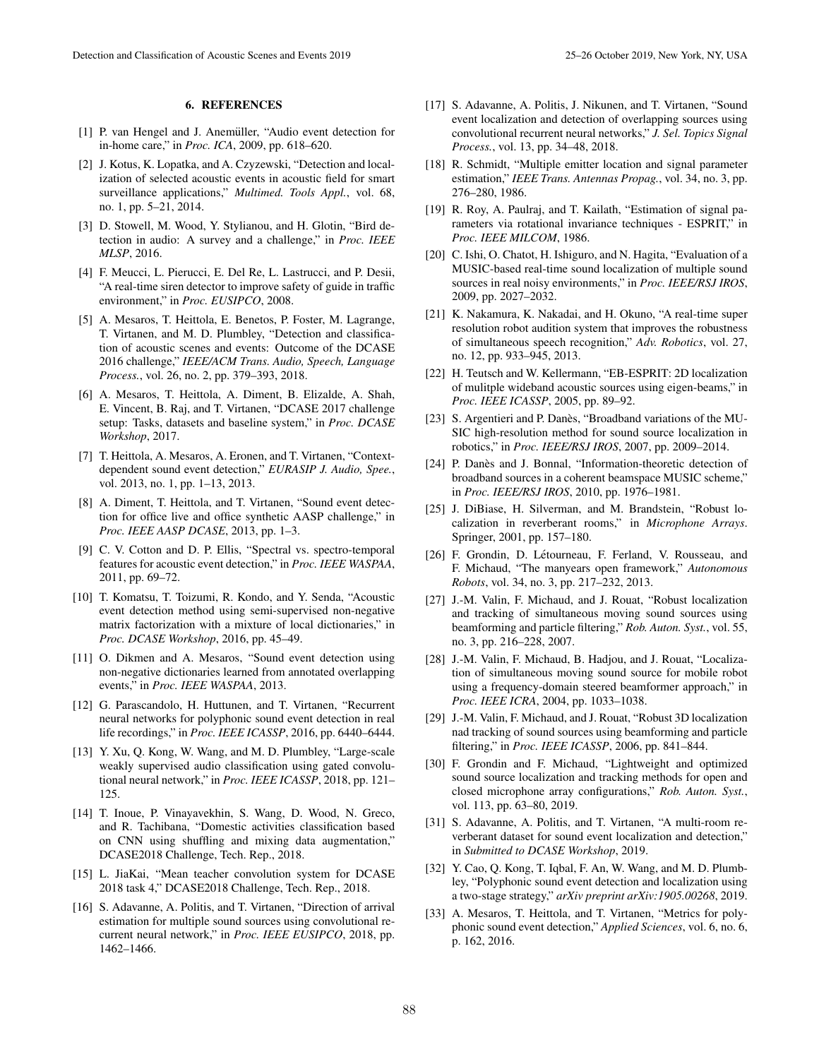## 6. REFERENCES

[1] P. van Hengel and J. Anemüller, "Audio event detection for in-home care," in *Proc. ICA*, 2009, pp. 618–620.

[2] J. Kotus, K. Lopatka, and A. Czyzewski, "Detection and localization of selected acoustic events in acoustic field for smart surveillance applications," *Multimed. Tools Appl.*, vol. 68, no. 1, pp. 5–21, 2014.

[3] D. Stowell, M. Wood, Y. Stylianou, and H. Glotin, "Bird detection in audio: A survey and a challenge," in *Proc. IEEE MLSP*, 2016.

[4] F. Meucci, L. Pierucci, E. Del Re, L. Lastrucci, and P. Desii, "A real-time siren detector to improve safety of guide in traffic environment," in *Proc. EUSIPCO*, 2008.

[5] A. Mesaros, T. Heittola, E. Benetos, P. Foster, M. Lagrange, T. Virtanen, and M. D. Plumbley, "Detection and classification of acoustic scenes and events: Outcome of the DCASE 2016 challenge," *IEEE/ACM Trans. Audio, Speech, Language Process.*, vol. 26, no. 2, pp. 379–393, 2018.

[6] A. Mesaros, T. Heittola, A. Diment, B. Elizalde, A. Shah, E. Vincent, B. Raj, and T. Virtanen, "DCASE 2017 challenge setup: Tasks, datasets and baseline system," in *Proc. DCASE Workshop*, 2017.

[7] T. Heittola, A. Mesaros, A. Eronen, and T. Virtanen, "Context-dependent sound event detection," *EURASIP J. Audio, Spee.*, vol. 2013, no. 1, pp. 1–13, 2013.

[8] A. Diment, T. Heittola, and T. Virtanen, "Sound event detection for office live and office synthetic AASP challenge," in *Proc. IEEE AASP DCASE*, 2013, pp. 1–3.

[9] C. V. Cotton and D. P. Ellis, "Spectral vs. spectro-temporal features for acoustic event detection," in *Proc. IEEE WASPAA*, 2011, pp. 69–72.

[10] T. Komatsu, T. Toizumi, R. Kondo, and Y. Senda, "Acoustic event detection method using semi-supervised non-negative matrix factorization with a mixture of local dictionaries," in *Proc. DCASE Workshop*, 2016, pp. 45–49.

[11] O. Dikmen and A. Mesaros, "Sound event detection using non-negative dictionaries learned from annotated overlapping events," in *Proc. IEEE WASPAA*, 2013.

[12] G. Parascandolo, H. Huttunen, and T. Virtanen, "Recurrent neural networks for polyphonic sound event detection in real life recordings," in *Proc. IEEE ICASSP*, 2016, pp. 6440–6444.

[13] Y. Xu, Q. Kong, W. Wang, and M. D. Plumbley, "Large-scale weakly supervised audio classification using gated convolutional neural network," in *Proc. IEEE ICASSP*, 2018, pp. 121–125.

[14] T. Inoue, P. Vinayavekhin, S. Wang, D. Wood, N. Greco, and R. Tachibana, "Domestic activities classification based on CNN using shuffling and mixing data augmentation," DCASE2018 Challenge, Tech. Rep., 2018.

[15] L. JiaKai, "Mean teacher convolution system for DCASE 2018 task 4," DCASE2018 Challenge, Tech. Rep., 2018.

[16] S. Adavanne, A. Politis, and T. Virtanen, "Direction of arrival estimation for multiple sound sources using convolutional recurrent neural network," in *Proc. IEEE EUSIPCO*, 2018, pp. 1462–1466.

[17] S. Adavanne, A. Politis, J. Nikunen, and T. Virtanen, "Sound event localization and detection of overlapping sources using convolutional recurrent neural networks," *J. Sel. Topics Signal Process.*, vol. 13, pp. 34–48, 2018.

[18] R. Schmidt, "Multiple emitter location and signal parameter estimation," *IEEE Trans. Antennas Propag.*, vol. 34, no. 3, pp. 276–280, 1986.

[19] R. Roy, A. Paulraj, and T. Kailath, "Estimation of signal parameters via rotational invariance techniques - ESPRIT," in *Proc. IEEE MILCOM*, 1986.

[20] C. Ishi, O. Chatot, H. Ishiguro, and N. Hagita, "Evaluation of a MUSIC-based real-time sound localization of multiple sound sources in real noisy environments," in *Proc. IEEE/RSJ IROS*, 2009, pp. 2027–2032.

[21] K. Nakamura, K. Nakadai, and H. Okuno, "A real-time super resolution robot audition system that improves the robustness of simultaneous speech recognition," *Adv. Robotics*, vol. 27, no. 12, pp. 933–945, 2013.

[22] H. Teutsch and W. Kellermann, "EB-ESPRIT: 2D localization of mulitple wideband acoustic sources using eigen-beams," in *Proc. IEEE ICASSP*, 2005, pp. 89–92.

[23] S. Argentieri and P. Danès, "Broadband variations of the MUSIC high-resolution method for sound source localization in robotics," in *Proc. IEEE/RSJ IROS*, 2007, pp. 2009–2014.

[24] P. Danès and J. Bonnal, "Information-theoretic detection of broadband sources in a coherent beamspace MUSIC scheme," in *Proc. IEEE/RSJ IROS*, 2010, pp. 1976–1981.

[25] J. DiBiase, H. Silverman, and M. Brandstein, "Robust localization in reverberant rooms," in *Microphone Arrays*. Springer, 2001, pp. 157–180.

[26] F. Grondin, D. Létourneau, F. Ferland, V. Rousseau, and F. Michaud, "The manyears open framework," *Autonomous Robots*, vol. 34, no. 3, pp. 217–232, 2013.

[27] J.-M. Valin, F. Michaud, and J. Rouat, "Robust localization and tracking of simultaneous moving sound sources using beamforming and particle filtering," *Rob. Auton. Syst.*, vol. 55, no. 3, pp. 216–228, 2007.

[28] J.-M. Valin, F. Michaud, B. Hadjou, and J. Rouat, "Localization of simultaneous moving sound source for mobile robot using a frequency-domain steered beamformer approach," in *Proc. IEEE ICRA*, 2004, pp. 1033–1038.

[29] J.-M. Valin, F. Michaud, and J. Rouat, "Robust 3D localization nad tracking of sound sources using beamforming and particle filtering," in *Proc. IEEE ICASSP*, 2006, pp. 841–844.

[30] F. Grondin and F. Michaud, "Lightweight and optimized sound source localization and tracking methods for open and closed microphone array configurations," *Rob. Auton. Syst.*, vol. 113, pp. 63–80, 2019.

[31] S. Adavanne, A. Politis, and T. Virtanen, "A multi-room reverberant dataset for sound event localization and detection," in *Submitted to DCASE Workshop*, 2019.

[32] Y. Cao, Q. Kong, T. Iqbal, F. An, W. Wang, and M. D. Plumbley, "Polyphonic sound event detection and localization using a two-stage strategy," *arXiv preprint arXiv:1905.00268*, 2019.

[33] A. Mesaros, T. Heittola, and T. Virtanen, "Metrics for polyphonic sound event detection," *Applied Sciences*, vol. 6, no. 6, p. 162, 2016.